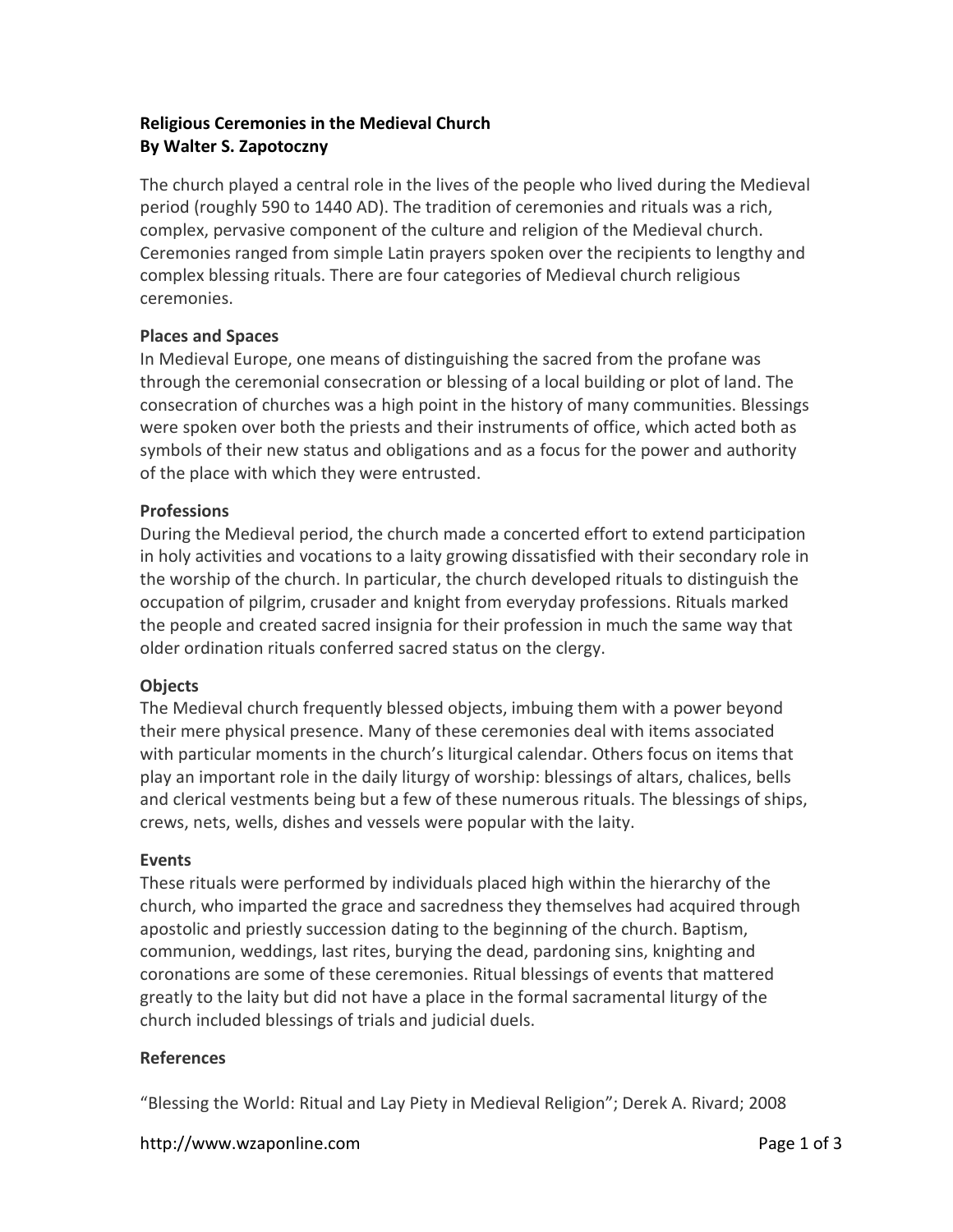# Religious Ceremonies in the Medieval Church
**By Walter S. Zapotoczny**

The church played a central role in the lives of the people who lived during the Medieval period (roughly 590 to 1440 AD). The tradition of ceremonies and rituals was a rich, complex, pervasive component of the culture and religion of the Medieval church. Ceremonies ranged from simple Latin prayers spoken over the recipients to lengthy and complex blessing rituals. There are four categories of Medieval church religious ceremonies.

## Places and Spaces

In Medieval Europe, one means of distinguishing the sacred from the profane was through the ceremonial consecration or blessing of a local building or plot of land. The consecration of churches was a high point in the history of many communities. Blessings were spoken over both the priests and their instruments of office, which acted both as symbols of their new status and obligations and as a focus for the power and authority of the place with which they were entrusted.

## Professions

During the Medieval period, the church made a concerted effort to extend participation in holy activities and vocations to a laity growing dissatisfied with their secondary role in the worship of the church. In particular, the church developed rituals to distinguish the occupation of pilgrim, crusader and knight from everyday professions. Rituals marked the people and created sacred insignia for their profession in much the same way that older ordination rituals conferred sacred status on the clergy.

## Objects

The Medieval church frequently blessed objects, imbuing them with a power beyond their mere physical presence. Many of these ceremonies deal with items associated with particular moments in the church's liturgical calendar. Others focus on items that play an important role in the daily liturgy of worship: blessings of altars, chalices, bells and clerical vestments being but a few of these numerous rituals. The blessings of ships, crews, nets, wells, dishes and vessels were popular with the laity.

## Events

These rituals were performed by individuals placed high within the hierarchy of the church, who imparted the grace and sacredness they themselves had acquired through apostolic and priestly succession dating to the beginning of the church. Baptism, communion, weddings, last rites, burying the dead, pardoning sins, knighting and coronations are some of these ceremonies. Ritual blessings of events that mattered greatly to the laity but did not have a place in the formal sacramental liturgy of the church included blessings of trials and judicial duels.

## References

"Blessing the World: Ritual and Lay Piety in Medieval Religion"; Derek A. Rivard; 2008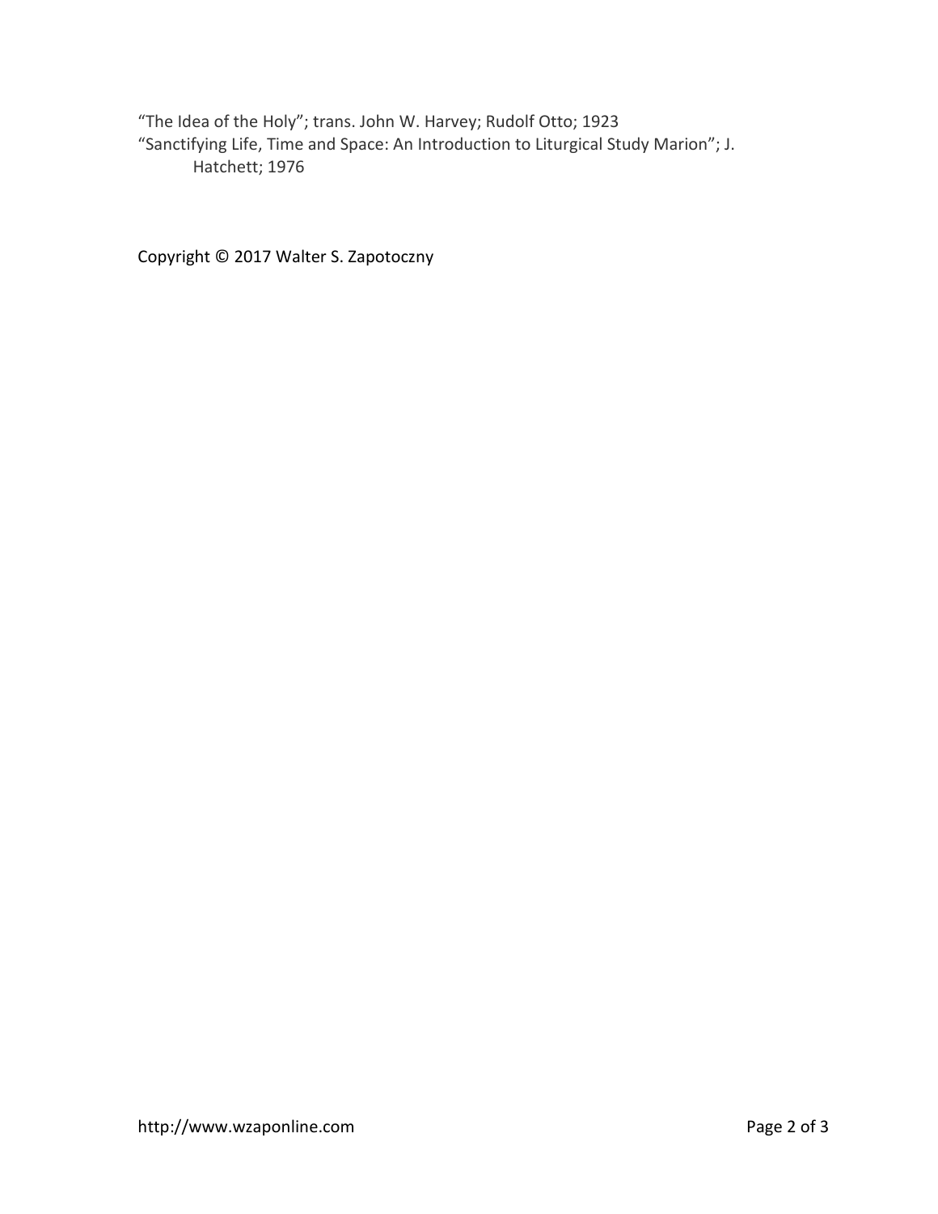"The Idea of the Holy"; trans. John W. Harvey; Rudolf Otto; 1923

"Sanctifying Life, Time and Space: An Introduction to Liturgical Study Marion"; J. Hatchett; 1976

Copyright © 2017 Walter S. Zapotoczny

http://www.wzaponline.com